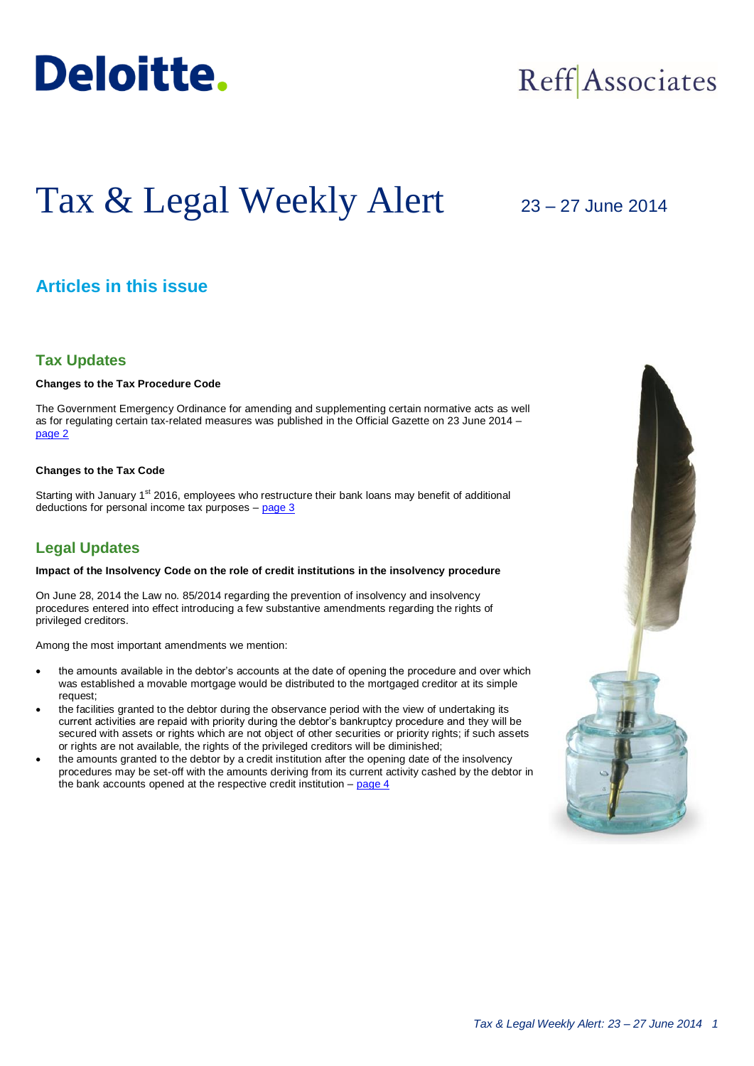Deloitte.

Reff Associates

# Tax & Legal Weekly Alert

23 – 27 June 2014

## Articles in this issue

### Tax Updates

**Changes to the Tax Procedure Code**

The Government Emergency Ordinance for amending and supplementing certain normative acts as well as for regulating certain tax-related measures was published in the Official Gazette on 23 June 2014 – page 2

**Changes to the Tax Code**

Starting with January 1st 2016, employees who restructure their bank loans may benefit of additional deductions for personal income tax purposes – page 3

### Legal Updates

**Impact of the Insolvency Code on the role of credit institutions in the insolvency procedure**

On June 28, 2014 the Law no. 85/2014 regarding the prevention of insolvency and insolvency procedures entered into effect introducing a few substantive amendments regarding the rights of privileged creditors.

Among the most important amendments we mention:

- the amounts available in the debtor's accounts at the date of opening the procedure and over which was established a movable mortgage would be distributed to the mortgaged creditor at its simple request;
- the facilities granted to the debtor during the observance period with the view of undertaking its current activities are repaid with priority during the debtor's bankruptcy procedure and they will be secured with assets or rights which are not object of other securities or priority rights; if such assets or rights are not available, the rights of the privileged creditors will be diminished;
- the amounts granted to the debtor by a credit institution after the opening date of the insolvency procedures may be set-off with the amounts deriving from its current activity cashed by the debtor in the bank accounts opened at the respective credit institution – page 4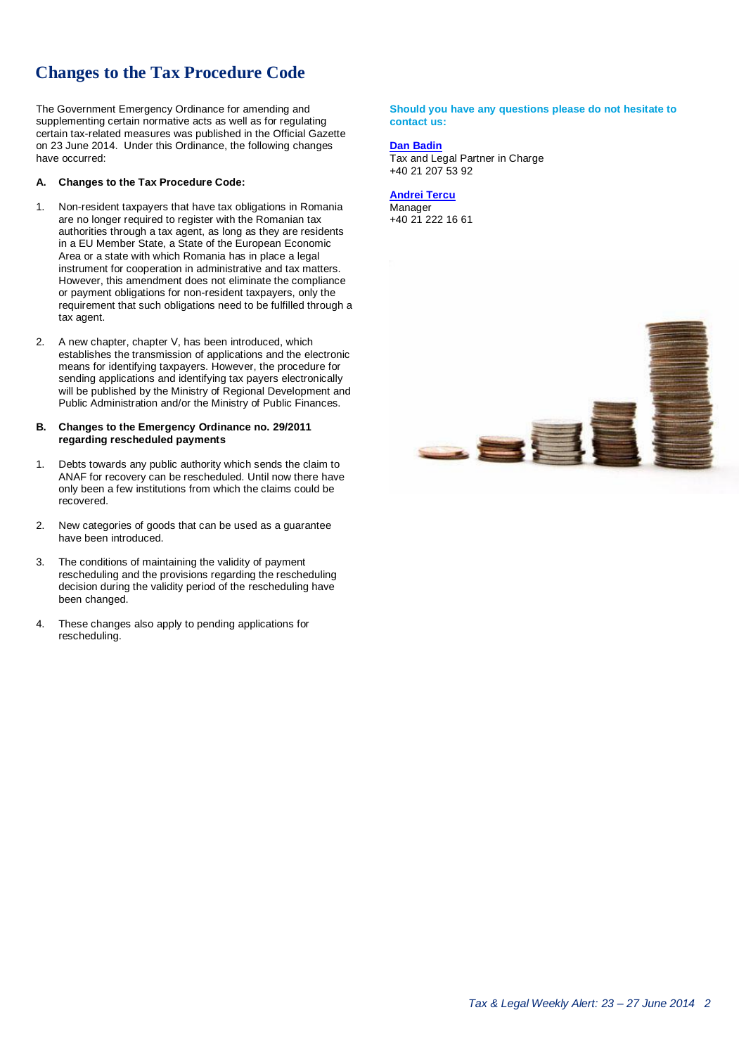# Changes to the Tax Procedure Code

The Government Emergency Ordinance for amending and supplementing certain normative acts as well as for regulating certain tax-related measures was published in the Official Gazette on 23 June 2014. Under this Ordinance, the following changes have occurred:

**A. Changes to the Tax Procedure Code:**

1. Non-resident taxpayers that have tax obligations in Romania are no longer required to register with the Romanian tax authorities through a tax agent, as long as they are residents in a EU Member State, a State of the European Economic Area or a state with which Romania has in place a legal instrument for cooperation in administrative and tax matters. However, this amendment does not eliminate the compliance or payment obligations for non-resident taxpayers, only the requirement that such obligations need to be fulfilled through a tax agent.

2. A new chapter, chapter V, has been introduced, which establishes the transmission of applications and the electronic means for identifying taxpayers. However, the procedure for sending applications and identifying tax payers electronically will be published by the Ministry of Regional Development and Public Administration and/or the Ministry of Public Finances.

**B. Changes to the Emergency Ordinance no. 29/2011 regarding rescheduled payments**

1. Debts towards any public authority which sends the claim to ANAF for recovery can be rescheduled. Until now there have only been a few institutions from which the claims could be recovered.

2. New categories of goods that can be used as a guarantee have been introduced.

3. The conditions of maintaining the validity of payment rescheduling and the provisions regarding the rescheduling decision during the validity period of the rescheduling have been changed.

4. These changes also apply to pending applications for rescheduling.

**Should you have any questions please do not hesitate to contact us:**

**Dan Badin**
Tax and Legal Partner in Charge
+40 21 207 53 92

**Andrei Tercu**
Manager
+40 21 222 16 61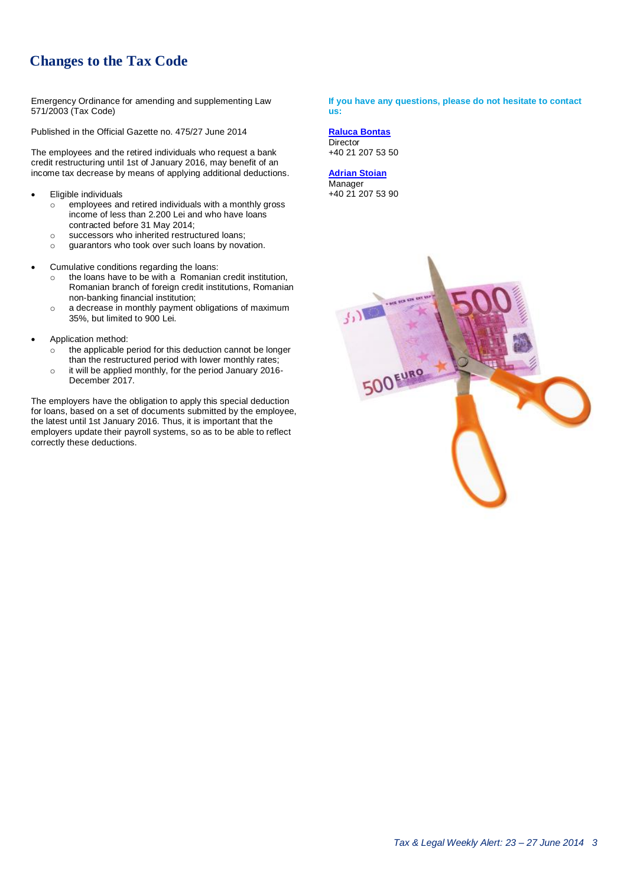# Changes to the Tax Code

Emergency Ordinance for amending and supplementing Law 571/2003 (Tax Code)

Published in the Official Gazette no. 475/27 June 2014

The employees and the retired individuals who request a bank credit restructuring until 1st of January 2016, may benefit of an income tax decrease by means of applying additional deductions.

- Eligible individuals
  - employees and retired individuals with a monthly gross income of less than 2.200 Lei and who have loans contracted before 31 May 2014;
  - successors who inherited restructured loans;
  - guarantors who took over such loans by novation.

- Cumulative conditions regarding the loans:
  - the loans have to be with a Romanian credit institution, Romanian branch of foreign credit institutions, Romanian non-banking financial institution;
  - a decrease in monthly payment obligations of maximum 35%, but limited to 900 Lei.

- Application method:
  - the applicable period for this deduction cannot be longer than the restructured period with lower monthly rates;
  - it will be applied monthly, for the period January 2016-December 2017.

The employers have the obligation to apply this special deduction for loans, based on a set of documents submitted by the employee, the latest until 1st January 2016. Thus, it is important that the employers update their payroll systems, so as to be able to reflect correctly these deductions.

**If you have any questions, please do not hesitate to contact us:**

**Raluca Bontas**
Director
+40 21 207 53 50

**Adrian Stoian**
Manager
+40 21 207 53 90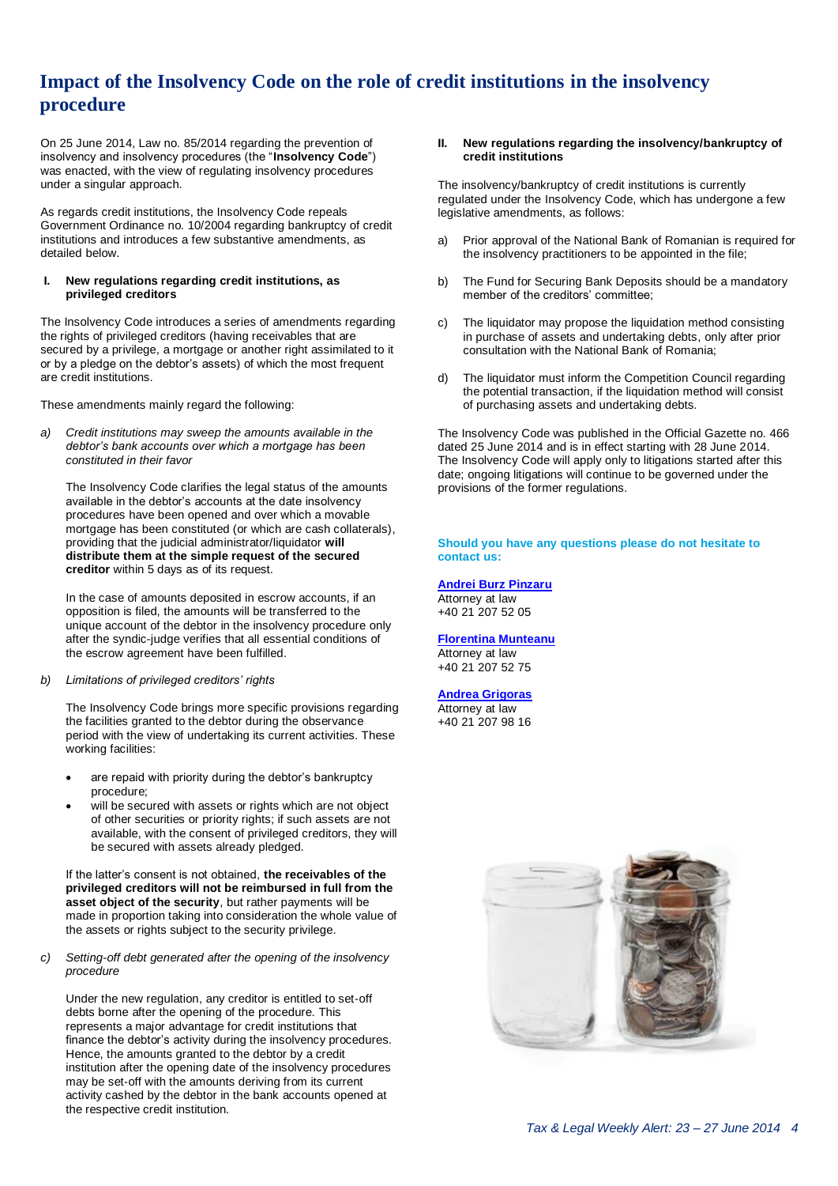# Impact of the Insolvency Code on the role of credit institutions in the insolvency procedure

On 25 June 2014, Law no. 85/2014 regarding the prevention of insolvency and insolvency procedures (the "**Insolvency Code**") was enacted, with the view of regulating insolvency procedures under a singular approach.

As regards credit institutions, the Insolvency Code repeals Government Ordinance no. 10/2004 regarding bankruptcy of credit institutions and introduces a few substantive amendments, as detailed below.

## I. New regulations regarding credit institutions, as privileged creditors

The Insolvency Code introduces a series of amendments regarding the rights of privileged creditors (having receivables that are secured by a privilege, a mortgage or another right assimilated to it or by a pledge on the debtor's assets) of which the most frequent are credit institutions.

These amendments mainly regard the following:

*a) Credit institutions may sweep the amounts available in the debtor's bank accounts over which a mortgage has been constituted in their favor*

The Insolvency Code clarifies the legal status of the amounts available in the debtor's accounts at the date insolvency procedures have been opened and over which a movable mortgage has been constituted (or which are cash collaterals), providing that the judicial administrator/liquidator **will distribute them at the simple request of the secured creditor** within 5 days as of its request.

In the case of amounts deposited in escrow accounts, if an opposition is filed, the amounts will be transferred to the unique account of the debtor in the insolvency procedure only after the syndic-judge verifies that all essential conditions of the escrow agreement have been fulfilled.

*b) Limitations of privileged creditors' rights*

The Insolvency Code brings more specific provisions regarding the facilities granted to the debtor during the observance period with the view of undertaking its current activities. These working facilities:

- are repaid with priority during the debtor's bankruptcy procedure;
- will be secured with assets or rights which are not object of other securities or priority rights; if such assets are not available, with the consent of privileged creditors, they will be secured with assets already pledged.

If the latter's consent is not obtained, **the receivables of the privileged creditors will not be reimbursed in full from the asset object of the security**, but rather payments will be made in proportion taking into consideration the whole value of the assets or rights subject to the security privilege.

*c) Setting-off debt generated after the opening of the insolvency procedure*

Under the new regulation, any creditor is entitled to set-off debts borne after the opening of the procedure. This represents a major advantage for credit institutions that finance the debtor's activity during the insolvency procedures. Hence, the amounts granted to the debtor by a credit institution after the opening date of the insolvency procedures may be set-off with the amounts deriving from its current activity cashed by the debtor in the bank accounts opened at the respective credit institution.

## II. New regulations regarding the insolvency/bankruptcy of credit institutions

The insolvency/bankruptcy of credit institutions is currently regulated under the Insolvency Code, which has undergone a few legislative amendments, as follows:

a) Prior approval of the National Bank of Romanian is required for the insolvency practitioners to be appointed in the file;

b) The Fund for Securing Bank Deposits should be a mandatory member of the creditors' committee;

c) The liquidator may propose the liquidation method consisting in purchase of assets and undertaking debts, only after prior consultation with the National Bank of Romania;

d) The liquidator must inform the Competition Council regarding the potential transaction, if the liquidation method will consist of purchasing assets and undertaking debts.

The Insolvency Code was published in the Official Gazette no. 466 dated 25 June 2014 and is in effect starting with 28 June 2014. The Insolvency Code will apply only to litigations started after this date; ongoing litigations will continue to be governed under the provisions of the former regulations.

**Should you have any questions please do not hesitate to contact us:**

**Andrei Burz Pinzaru**
Attorney at law
+40 21 207 52 05

**Florentina Munteanu**
Attorney at law
+40 21 207 52 75

**Andrea Grigoras**
Attorney at law
+40 21 207 98 16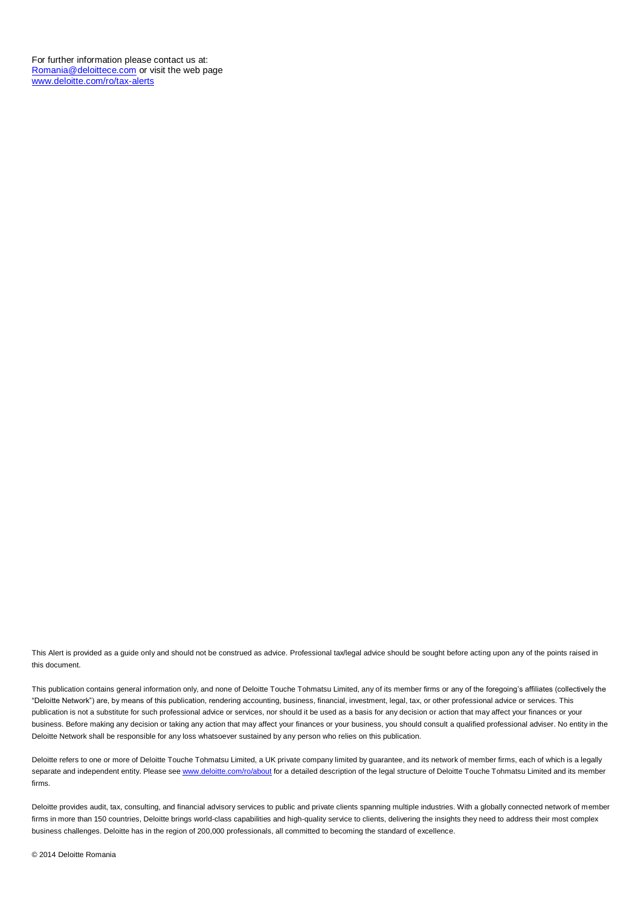For further information please contact us at:
[Romania@deloittece.com](mailto:Romania@deloittece.com) or visit the web page
[www.deloitte.com/ro/tax-alerts](http://www.deloitte.com/ro/tax-alerts)

This Alert is provided as a guide only and should not be construed as advice. Professional tax/legal advice should be sought before acting upon any of the points raised in this document.

This publication contains general information only, and none of Deloitte Touche Tohmatsu Limited, any of its member firms or any of the foregoing's affiliates (collectively the "Deloitte Network") are, by means of this publication, rendering accounting, business, financial, investment, legal, tax, or other professional advice or services. This publication is not a substitute for such professional advice or services, nor should it be used as a basis for any decision or action that may affect your finances or your business. Before making any decision or taking any action that may affect your finances or your business, you should consult a qualified professional adviser. No entity in the Deloitte Network shall be responsible for any loss whatsoever sustained by any person who relies on this publication.

Deloitte refers to one or more of Deloitte Touche Tohmatsu Limited, a UK private company limited by guarantee, and its network of member firms, each of which is a legally separate and independent entity. Please see [www.deloitte.com/ro/about](http://www.deloitte.com/ro/about) for a detailed description of the legal structure of Deloitte Touche Tohmatsu Limited and its member firms.

Deloitte provides audit, tax, consulting, and financial advisory services to public and private clients spanning multiple industries. With a globally connected network of member firms in more than 150 countries, Deloitte brings world-class capabilities and high-quality service to clients, delivering the insights they need to address their most complex business challenges. Deloitte has in the region of 200,000 professionals, all committed to becoming the standard of excellence.

© 2014 Deloitte Romania